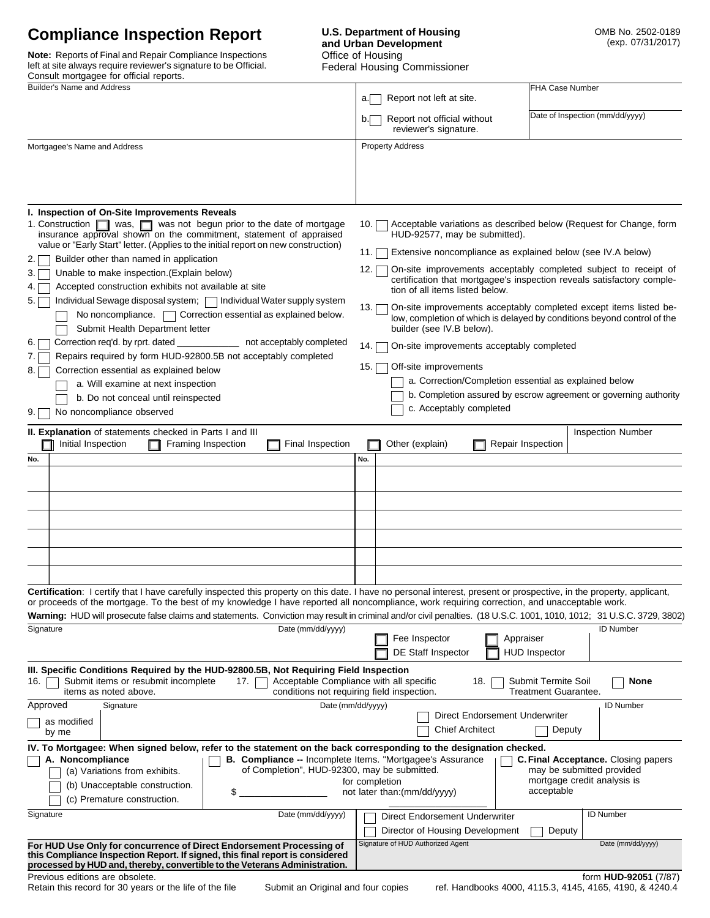# Compliance Inspection Report

**Note:** Reports of Final and Repair Compliance Inspections left at site always require reviewer's signature to be Official. Consult mortgagee for official reports.

**U.S. Department of Housing and Urban Development**
Office of Housing
Federal Housing Commissioner

OMB No. 2502-0189 (exp. 07/31/2017)

| Builder's Name and Address | a. ☐ Report not left at site. b. ☐ Report not official without reviewer's signature. | FHA Case Number / Date of Inspection (mm/dd/yyyy) |
|---|---|---|
| Mortgagee's Name and Address | Property Address | |

**I. Inspection of On-Site Improvements Reveals**

1. Construction ☐ was, ☐ was not begun prior to the date of mortgage insurance approval shown on the commitment, statement of appraised value or "Early Start" letter. (Applies to the initial report on new construction)
2. ☐ Builder other than named in application
3. ☐ Unable to make inspection.(Explain below)
4. ☐ Accepted construction exhibits not available at site
5. ☐ Individual Sewage disposal system; ☐ Individual Water supply system
   - ☐ No noncompliance. ☐ Correction essential as explained below.
   - ☐ Submit Health Department letter
6. ☐ Correction req'd. by rprt. dated ____________ not acceptably completed
7. ☐ Repairs required by form HUD-92800.5B not acceptably completed
8. ☐ Correction essential as explained below
   - ☐ a. Will examine at next inspection
   - ☐ b. Do not conceal until reinspected
9. ☐ No noncompliance observed
10. ☐ Acceptable variations as described below (Request for Change, form HUD-92577, may be submitted).
11. ☐ Extensive noncompliance as explained below (see IV.A below)
12. ☐ On-site improvements acceptably completed subject to receipt of certification that mortgagee's inspection reveals satisfactory completion of all items listed below.
13. ☐ On-site improvements acceptably completed except items listed below, completion of which is delayed by conditions beyond control of the builder (see IV.B below).
14. ☐ On-site improvements acceptably completed
15. ☐ Off-site improvements
   - ☐ a. Correction/Completion essential as explained below
   - ☐ b. Completion assured by escrow agreement or governing authority
   - ☐ c. Acceptably completed

**II. Explanation** of statements checked in Parts I and III

☐ Initial Inspection ☐ Framing Inspection ☐ Final Inspection ☐ Other (explain) ☐ Repair Inspection | Inspection Number

| No. | | No. | |
|---|---|---|---|
| | | | |
| | | | |
| | | | |
| | | | |
| | | | |
| | | | |

**Certification**: I certify that I have carefully inspected this property on this date. I have no personal interest, present or prospective, in the property, applicant, or proceeds of the mortgage. To the best of my knowledge I have reported all noncompliance, work requiring correction, and unacceptable work.

**Warning:** HUD will prosecute false claims and statements. Conviction may result in criminal and/or civil penalties. (18 U.S.C. 1001, 1010, 1012; 31 U.S.C. 3729, 3802)

| Signature | Date (mm/dd/yyyy) | ☐ Fee Inspector ☐ Appraiser ☐ DE Staff Inspector ☐ HUD Inspector | ID Number |
|---|---|---|---|

**III. Specific Conditions Required by the HUD-92800.5B, Not Requiring Field Inspection**

16. ☐ Submit items or resubmit incomplete items as noted above.
17. ☐ Acceptable Compliance with all specific conditions not requiring field inspection.
18. ☐ Submit Termite Soil Treatment Guarantee.

☐ **None**

| Approved ☐ as modified by me | Signature | Date (mm/dd/yyyy) | ☐ Direct Endorsement Underwriter ☐ Chief Architect ☐ Deputy | ID Number |
|---|---|---|---|---|

**IV. To Mortgagee: When signed below, refer to the statement on the back corresponding to the designation checked.**

☐ **A. Noncompliance**
- ☐ (a) Variations from exhibits.
- ☐ (b) Unacceptable construction.
- ☐ (c) Premature construction.

☐ **B. Compliance --** Incomplete Items. "Mortgagee's Assurance of Completion", HUD-92300, may be submitted.
$ ________________ for completion not later than:(mm/dd/yyyy) ________________

☐ **C. Final Acceptance.** Closing papers may be submitted provided mortgage credit analysis is acceptable

| Signature | Date (mm/dd/yyyy) | ☐ Direct Endorsement Underwriter ☐ Director of Housing Development ☐ Deputy | ID Number |
|---|---|---|---|

| **For HUD Use Only for concurrence of Direct Endorsement Processing of this Compliance Inspection Report. If signed, this final report is considered processed by HUD and, thereby, convertible to the Veterans Administration.** | Signature of HUD Authorized Agent | Date (mm/dd/yyyy) |
|---|---|---|

Previous editions are obsolete.
Retain this record for 30 years or the life of the file    Submit an Original and four copies    ref. Handbooks 4000, 4115.3, 4145, 4165, 4190, & 4240.4

form **HUD-92051** (7/87)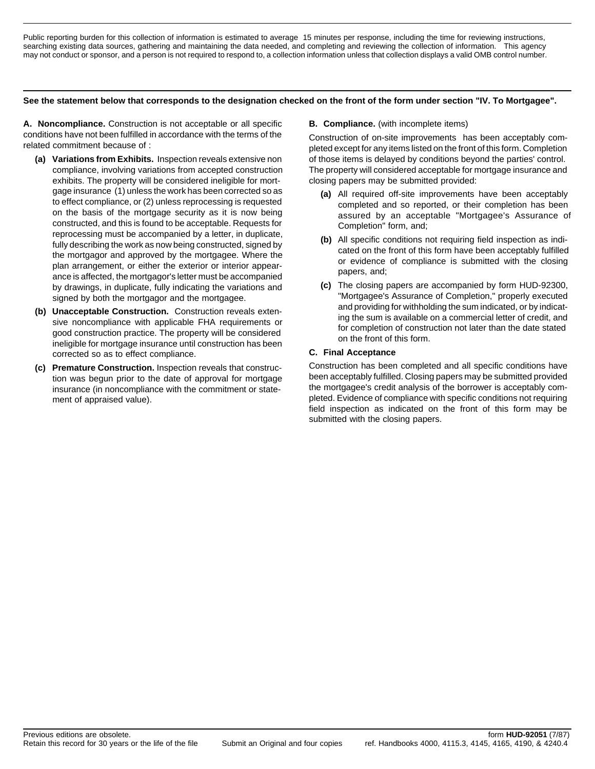Public reporting burden for this collection of information is estimated to average 15 minutes per response, including the time for reviewing instructions, searching existing data sources, gathering and maintaining the data needed, and completing and reviewing the collection of information. This agency may not conduct or sponsor, and a person is not required to respond to, a collection information unless that collection displays a valid OMB control number.

**See the statement below that corresponds to the designation checked on the front of the form under section "IV. To Mortgagee".**

**A. Noncompliance.** Construction is not acceptable or all specific conditions have not been fulfilled in accordance with the terms of the related commitment because of :

- **(a) Variations from Exhibits.** Inspection reveals extensive non compliance, involving variations from accepted construction exhibits. The property will be considered ineligible for mortgage insurance (1) unless the work has been corrected so as to effect compliance, or (2) unless reprocessing is requested on the basis of the mortgage security as it is now being constructed, and this is found to be acceptable. Requests for reprocessing must be accompanied by a letter, in duplicate, fully describing the work as now being constructed, signed by the mortgagor and approved by the mortgagee. Where the plan arrangement, or either the exterior or interior appearance is affected, the mortgagor's letter must be accompanied by drawings, in duplicate, fully indicating the variations and signed by both the mortgagor and the mortgagee.
- **(b) Unacceptable Construction.** Construction reveals extensive noncompliance with applicable FHA requirements or good construction practice. The property will be considered ineligible for mortgage insurance until construction has been corrected so as to effect compliance.
- **(c) Premature Construction.** Inspection reveals that construction was begun prior to the date of approval for mortgage insurance (in noncompliance with the commitment or statement of appraised value).

**B. Compliance.** (with incomplete items)

Construction of on-site improvements has been acceptably completed except for any items listed on the front of this form. Completion of those items is delayed by conditions beyond the parties' control. The property will considered acceptable for mortgage insurance and closing papers may be submitted provided:

- **(a)** All required off-site improvements have been acceptably completed and so reported, or their completion has been assured by an acceptable "Mortgagee's Assurance of Completion" form, and;
- **(b)** All specific conditions not requiring field inspection as indicated on the front of this form have been acceptably fulfilled or evidence of compliance is submitted with the closing papers, and;
- **(c)** The closing papers are accompanied by form HUD-92300, "Mortgagee's Assurance of Completion," properly executed and providing for withholding the sum indicated, or by indicating the sum is available on a commercial letter of credit, and for completion of construction not later than the date stated on the front of this form.

**C. Final Acceptance**

Construction has been completed and all specific conditions have been acceptably fulfilled. Closing papers may be submitted provided the mortgagee's credit analysis of the borrower is acceptably completed. Evidence of compliance with specific conditions not requiring field inspection as indicated on the front of this form may be submitted with the closing papers.

Previous editions are obsolete.
Retain this record for 30 years or the life of the file    Submit an Original and four copies    form **HUD-92051** (7/87)
ref. Handbooks 4000, 4115.3, 4145, 4165, 4190, & 4240.4